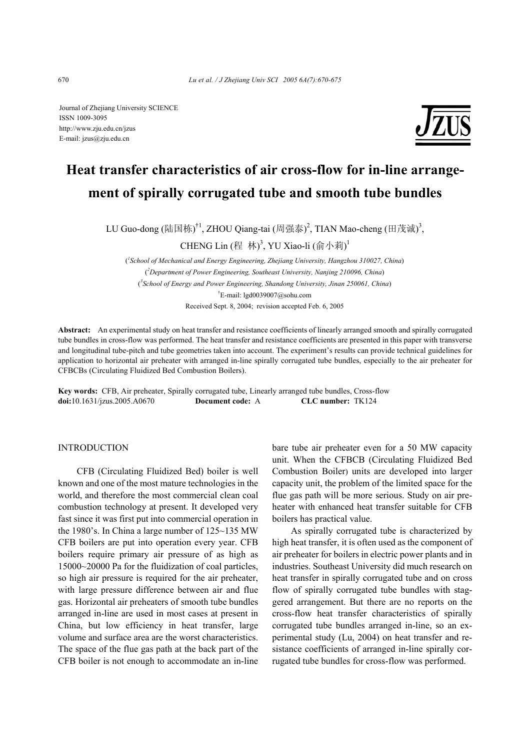Journal of Zhejiang University SCIENCE
ISSN 1009-3095
http://www.zju.edu.cn/jzus
E-mail: jzus@zju.edu.cn

# Heat transfer characteristics of air cross-flow for in-line arrangement of spirally corrugated tube and smooth tube bundles

LU Guo-dong (陆国栋)[†1], ZHOU Qiang-tai (周强泰)[2], TIAN Mao-cheng (田茂诚)[3], CHENG Lin (程 林)[3], YU Xiao-li (俞小莉)[1]

([1]*School of Mechanical and Energy Engineering, Zhejiang University, Hangzhou 310027, China*)

([2]*Department of Power Engineering, Southeast University, Nanjing 210096, China*)

([3]*School of Energy and Power Engineering, Shandong University, Jinan 250061, China*)

[†]E-mail: lgd0039007@sohu.com

Received Sept. 8, 2004; revision accepted Feb. 6, 2005

**Abstract:** An experimental study on heat transfer and resistance coefficients of linearly arranged smooth and spirally corrugated tube bundles in cross-flow was performed. The heat transfer and resistance coefficients are presented in this paper with transverse and longitudinal tube-pitch and tube geometries taken into account. The experiment's results can provide technical guidelines for application to horizontal air preheater with arranged in-line spirally corrugated tube bundles, especially to the air preheater for CFBCBs (Circulating Fluidized Bed Combustion Boilers).

**Key words:** CFB, Air preheater, Spirally corrugated tube, Linearly arranged tube bundles, Cross-flow

**doi:**10.1631/jzus.2005.A0670 **Document code:** A **CLC number:** TK124

## INTRODUCTION

CFB (Circulating Fluidized Bed) boiler is well known and one of the most mature technologies in the world, and therefore the most commercial clean coal combustion technology at present. It developed very fast since it was first put into commercial operation in the 1980's. In China a large number of 125~135 MW CFB boilers are put into operation every year. CFB boilers require primary air pressure of as high as 15000~20000 Pa for the fluidization of coal particles, so high air pressure is required for the air preheater, with large pressure difference between air and flue gas. Horizontal air preheaters of smooth tube bundles arranged in-line are used in most cases at present in China, but low efficiency in heat transfer, large volume and surface area are the worst characteristics. The space of the flue gas path at the back part of the CFB boiler is not enough to accommodate an in-line bare tube air preheater even for a 50 MW capacity unit. When the CFBCB (Circulating Fluidized Bed Combustion Boiler) units are developed into larger capacity unit, the problem of the limited space for the flue gas path will be more serious. Study on air preheater with enhanced heat transfer suitable for CFB boilers has practical value.

As spirally corrugated tube is characterized by high heat transfer, it is often used as the component of air preheater for boilers in electric power plants and in industries. Southeast University did much research on heat transfer in spirally corrugated tube and on cross flow of spirally corrugated tube bundles with staggered arrangement. But there are no reports on the cross-flow heat transfer characteristics of spirally corrugated tube bundles arranged in-line, so an experimental study (Lu, 2004) on heat transfer and resistance coefficients of arranged in-line spirally corrugated tube bundles for cross-flow was performed.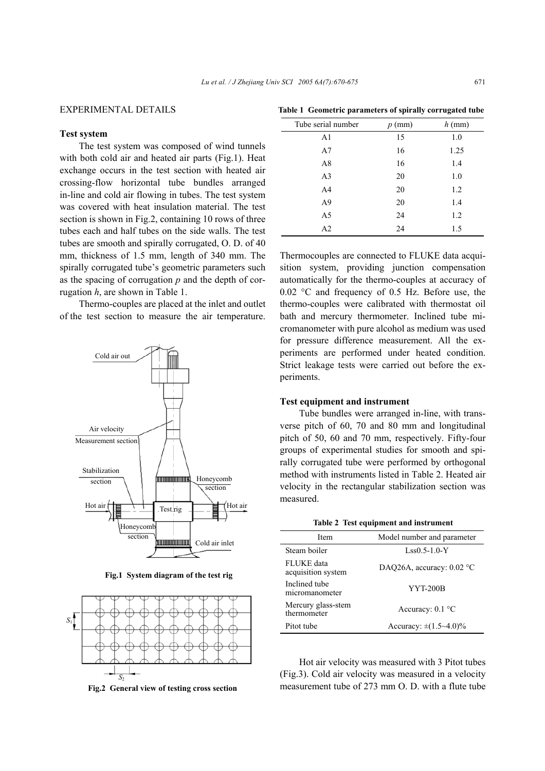## EXPERIMENTAL DETAILS

### Test system

The test system was composed of wind tunnels with both cold air and heated air parts (Fig.1). Heat exchange occurs in the test section with heated air crossing-flow horizontal tube bundles arranged in-line and cold air flowing in tubes. The test system was covered with heat insulation material. The test section is shown in Fig.2, containing 10 rows of three tubes each and half tubes on the side walls. The test tubes are smooth and spirally corrugated, O. D. of 40 mm, thickness of 1.5 mm, length of 340 mm. The spirally corrugated tube's geometric parameters such as the spacing of corrugation $p$ and the depth of corrugation $h$, are shown in Table 1.

Thermo-couples are placed at the inlet and outlet of the test section to measure the air temperature.

**Fig.1 System diagram of the test rig**

**Fig.2 General view of testing cross section**

**Table 1 Geometric parameters of spirally corrugated tube**

| Tube serial number | $p$ (mm) | $h$ (mm) |
|---|---|---|
| A1 | 15 | 1.0 |
| A7 | 16 | 1.25 |
| A8 | 16 | 1.4 |
| A3 | 20 | 1.0 |
| A4 | 20 | 1.2 |
| A9 | 20 | 1.4 |
| A5 | 24 | 1.2 |
| A2 | 24 | 1.5 |

Thermocouples are connected to FLUKE data acquisition system, providing junction compensation automatically for the thermo-couples at accuracy of 0.02 °C and frequency of 0.5 Hz. Before use, the thermo-couples were calibrated with thermostat oil bath and mercury thermometer. Inclined tube micromanometer with pure alcohol as medium was used for pressure difference measurement. All the experiments are performed under heated condition. Strict leakage tests were carried out before the experiments.

### Test equipment and instrument

Tube bundles were arranged in-line, with transverse pitch of 60, 70 and 80 mm and longitudinal pitch of 50, 60 and 70 mm, respectively. Fifty-four groups of experimental studies for smooth and spirally corrugated tube were performed by orthogonal method with instruments listed in Table 2. Heated air velocity in the rectangular stabilization section was measured.

**Table 2 Test equipment and instrument**

| Item | Model number and parameter |
|---|---|
| Steam boiler | Lss0.5-1.0-Y |
| FLUKE data acquisition system | DAQ26A, accuracy: 0.02 °C |
| Inclined tube micromanometer | YYT-200B |
| Mercury glass-stem thermometer | Accuracy: 0.1 °C |
| Pitot tube | Accuracy: ±(1.5~4.0)% |

Hot air velocity was measured with 3 Pitot tubes (Fig.3). Cold air velocity was measured in a velocity measurement tube of 273 mm O. D. with a flute tube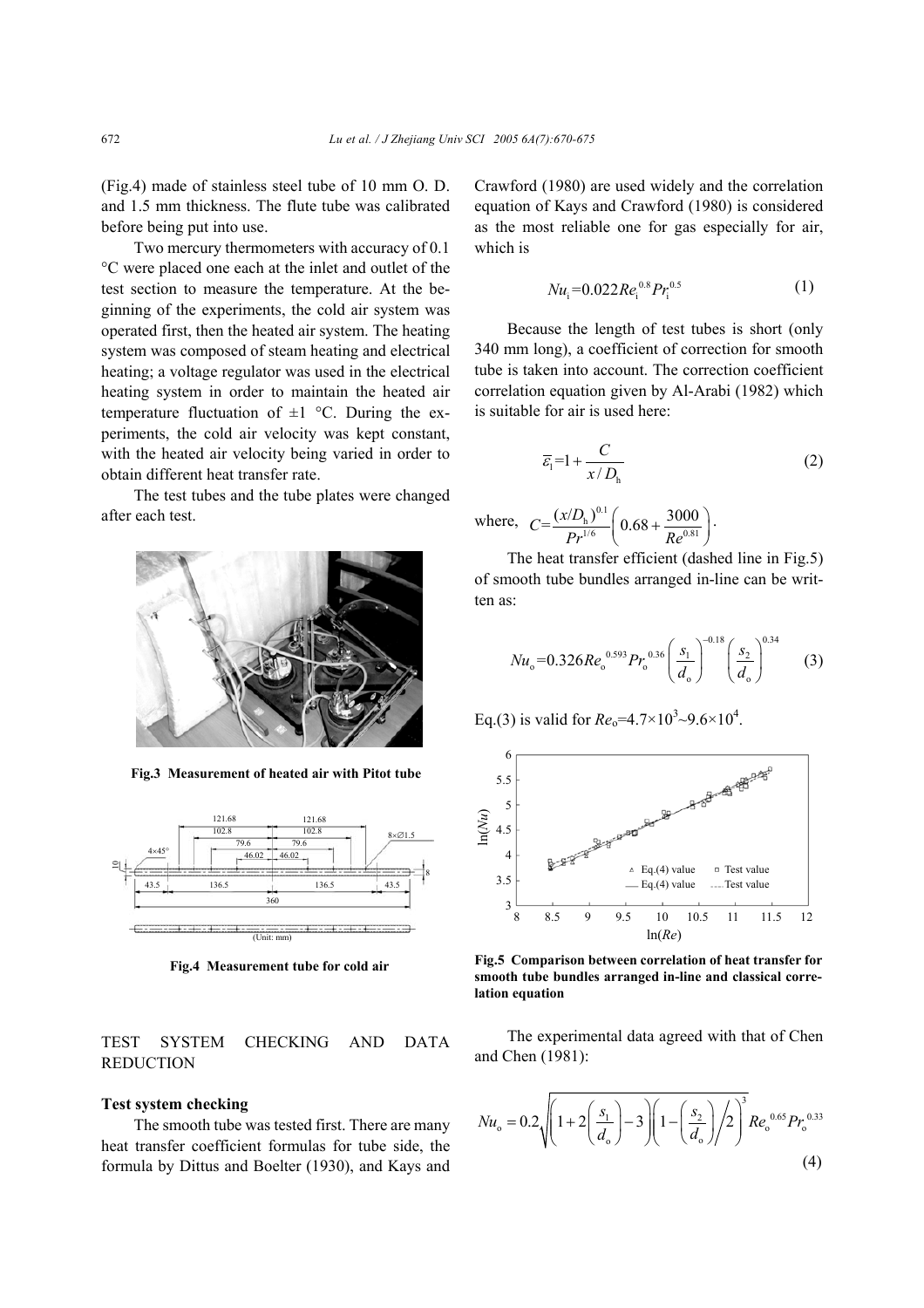(Fig.4) made of stainless steel tube of 10 mm O. D. and 1.5 mm thickness. The flute tube was calibrated before being put into use.

Two mercury thermometers with accuracy of 0.1 °C were placed one each at the inlet and outlet of the test section to measure the temperature. At the beginning of the experiments, the cold air system was operated first, then the heated air system. The heating system was composed of steam heating and electrical heating; a voltage regulator was used in the electrical heating system in order to maintain the heated air temperature fluctuation of ±1 °C. During the experiments, the cold air velocity was kept constant, with the heated air velocity being varied in order to obtain different heat transfer rate.

The test tubes and the tube plates were changed after each test.

**Fig.3 Measurement of heated air with Pitot tube**

**Fig.4 Measurement tube for cold air**

## TEST SYSTEM CHECKING AND DATA REDUCTION

### Test system checking

The smooth tube was tested first. There are many heat transfer coefficient formulas for tube side, the formula by Dittus and Boelter (1930), and Kays and Crawford (1980) are used widely and the correlation equation of Kays and Crawford (1980) is considered as the most reliable one for gas especially for air, which is

$$Nu_{\mathrm{i}}=0.022Re_{\mathrm{i}}^{0.8}Pr_{\mathrm{i}}^{0.5} \tag{1}$$

Because the length of test tubes is short (only 340 mm long), a coefficient of correction for smooth tube is taken into account. The correction coefficient correlation equation given by Al-Arabi (1982) which is suitable for air is used here:

$$\overline{\varepsilon}_{\mathrm{l}}=1+\frac{C}{x/D_{\mathrm{h}}} \tag{2}$$

where, $C=\dfrac{(x/D_{\mathrm{h}})^{0.1}}{Pr^{1/6}}\left(0.68+\dfrac{3000}{Re^{0.81}}\right)$.

The heat transfer efficient (dashed line in Fig.5) of smooth tube bundles arranged in-line can be written as:

$$Nu_{\mathrm{o}}=0.326Re_{\mathrm{o}}^{\,0.593}Pr_{\mathrm{o}}^{\,0.36}\left(\frac{s_1}{d_{\mathrm{o}}}\right)^{-0.18}\left(\frac{s_2}{d_{\mathrm{o}}}\right)^{0.34} \tag{3}$$

Eq.(3) is valid for $Re_{\mathrm{o}}$=4.7×10$^3$~9.6×10$^4$.

**Fig.5 Comparison between correlation of heat transfer for smooth tube bundles arranged in-line and classical correlation equation**

The experimental data agreed with that of Chen and Chen (1981):

$$Nu_{\mathrm{o}}=0.2\sqrt{\left(\left(1+2\left(\frac{s_1}{d_{\mathrm{o}}}\right)-3\right)\left(1-\left(\frac{s_2}{d_{\mathrm{o}}}\right)\Big/2\right)\right)^3}\,Re_{\mathrm{o}}^{\,0.65}Pr_{\mathrm{o}}^{\,0.33} \tag{4}$$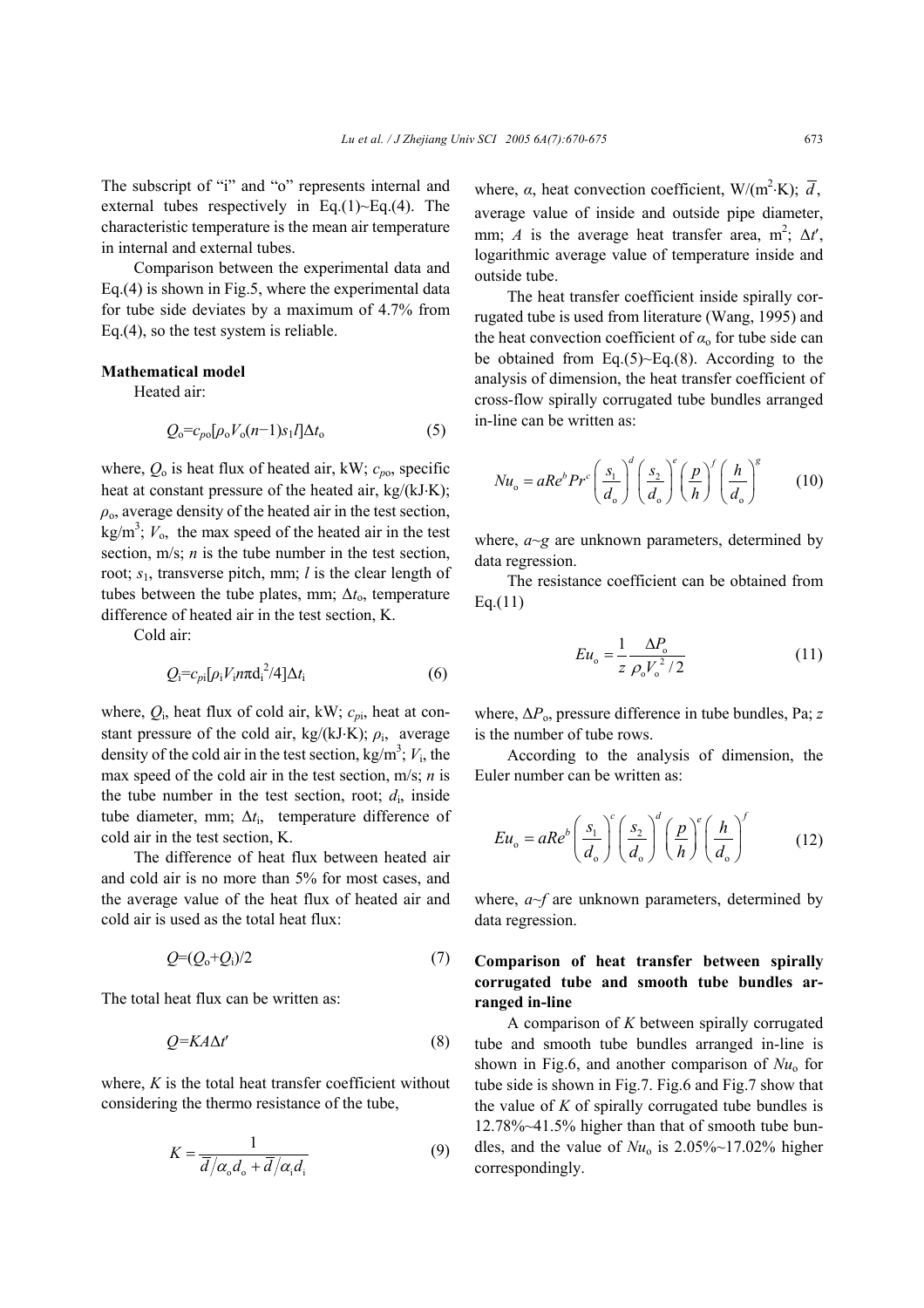The subscript of "i" and "o" represents internal and external tubes respectively in Eq.(1)~Eq.(4). The characteristic temperature is the mean air temperature in internal and external tubes.

Comparison between the experimental data and Eq.(4) is shown in Fig.5, where the experimental data for tube side deviates by a maximum of 4.7% from Eq.(4), so the test system is reliable.

**Mathematical model**

Heated air:

$$Q_o=c_{po}[\rho_o V_o(n-1)s_1 l]\Delta t_o \tag{5}$$

where, $Q_o$ is heat flux of heated air, kW; $c_{po}$, specific heat at constant pressure of the heated air, kg/(kJ·K); $\rho_o$, average density of the heated air in the test section, kg/m$^3$; $V_o$, the max speed of the heated air in the test section, m/s; $n$ is the tube number in the test section, root; $s_1$, transverse pitch, mm; $l$ is the clear length of tubes between the tube plates, mm; $\Delta t_o$, temperature difference of heated air in the test section, K.

Cold air:

$$Q_i=c_{pi}[\rho_i V_i n\pi d_i^2/4]\Delta t_i \tag{6}$$

where, $Q_i$, heat flux of cold air, kW; $c_{pi}$, heat at constant pressure of the cold air, kg/(kJ·K); $\rho_i$, average density of the cold air in the test section, kg/m$^3$; $V_i$, the max speed of the cold air in the test section, m/s; $n$ is the tube number in the test section, root; $d_i$, inside tube diameter, mm; $\Delta t_i$, temperature difference of cold air in the test section, K.

The difference of heat flux between heated air and cold air is no more than 5% for most cases, and the average value of the heat flux of heated air and cold air is used as the total heat flux:

$$Q=(Q_o+Q_i)/2 \tag{7}$$

The total heat flux can be written as:

$$Q=KA\Delta t' \tag{8}$$

where, $K$ is the total heat transfer coefficient without considering the thermo resistance of the tube,

$$K=\frac{1}{\overline{d}/\alpha_o d_o+\overline{d}/\alpha_i d_i} \tag{9}$$

where, $\alpha$, heat convection coefficient, W/(m$^2$·K); $\overline{d}$, average value of inside and outside pipe diameter, mm; $A$ is the average heat transfer area, m$^2$; $\Delta t'$, logarithmic average value of temperature inside and outside tube.

The heat transfer coefficient inside spirally corrugated tube is used from literature (Wang, 1995) and the heat convection coefficient of $\alpha_o$ for tube side can be obtained from Eq.(5)~Eq.(8). According to the analysis of dimension, the heat transfer coefficient of cross-flow spirally corrugated tube bundles arranged in-line can be written as:

$$Nu_o=aRe^b Pr^c\left(\frac{s_1}{d_o}\right)^d\left(\frac{s_2}{d_o}\right)^e\left(\frac{p}{h}\right)^f\left(\frac{h}{d_o}\right)^g \tag{10}$$

where, $a$~$g$ are unknown parameters, determined by data regression.

The resistance coefficient can be obtained from Eq.(11)

$$Eu_o=\frac{1}{z}\frac{\Delta P_o}{\rho_o V_o^2/2} \tag{11}$$

where, $\Delta P_o$, pressure difference in tube bundles, Pa; $z$ is the number of tube rows.

According to the analysis of dimension, the Euler number can be written as:

$$Eu_o=aRe^b\left(\frac{s_1}{d_o}\right)^c\left(\frac{s_2}{d_o}\right)^d\left(\frac{p}{h}\right)^e\left(\frac{h}{d_o}\right)^f \tag{12}$$

where, $a$~$f$ are unknown parameters, determined by data regression.

**Comparison of heat transfer between spirally corrugated tube and smooth tube bundles arranged in-line**

A comparison of $K$ between spirally corrugated tube and smooth tube bundles arranged in-line is shown in Fig.6, and another comparison of $Nu_o$ for tube side is shown in Fig.7. Fig.6 and Fig.7 show that the value of $K$ of spirally corrugated tube bundles is 12.78%~41.5% higher than that of smooth tube bundles, and the value of $Nu_o$ is 2.05%~17.02% higher correspondingly.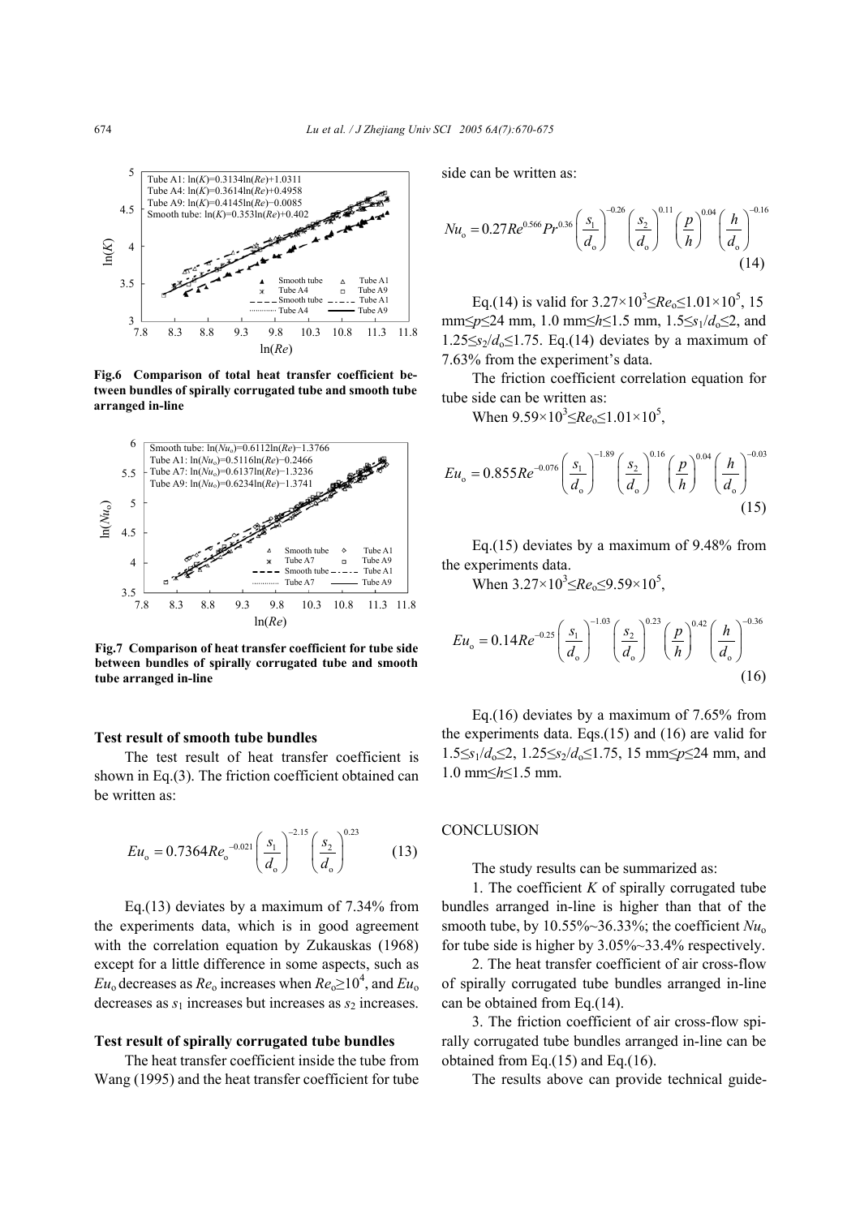Tube A1: $\ln(K)=0.3134\ln(Re)+1.0311$
Tube A4: $\ln(K)=0.3614\ln(Re)+0.4958$
Tube A9: $\ln(K)=0.4145\ln(Re)-0.0085$
Smooth tube: $\ln(K)=0.353\ln(Re)+0.402$

**Fig.6 Comparison of total heat transfer coefficient between bundles of spirally corrugated tube and smooth tube arranged in-line**

Smooth tube: $\ln(Nu_o)=0.6112\ln(Re)-1.3766$
Tube A1: $\ln(Nu_o)=0.5116\ln(Re)-0.2466$
Tube A7: $\ln(Nu_o)=0.6137\ln(Re)-1.3236$
Tube A9: $\ln(Nu_o)=0.6234\ln(Re)-1.3741$

**Fig.7 Comparison of heat transfer coefficient for tube side between bundles of spirally corrugated tube and smooth tube arranged in-line**

### Test result of smooth tube bundles

The test result of heat transfer coefficient is shown in Eq.(3). The friction coefficient obtained can be written as:

$$Eu_o = 0.7364 Re_o^{-0.021} \left(\frac{s_1}{d_o}\right)^{-2.15} \left(\frac{s_2}{d_o}\right)^{0.23} \tag{13}$$

Eq.(13) deviates by a maximum of 7.34% from the experiments data, which is in good agreement with the correlation equation by Zukauskas (1968) except for a little difference in some aspects, such as $Eu_o$ decreases as $Re_o$ increases when $Re_o \geq 10^4$, and $Eu_o$ decreases as $s_1$ increases but increases as $s_2$ increases.

### Test result of spirally corrugated tube bundles

The heat transfer coefficient inside the tube from Wang (1995) and the heat transfer coefficient for tube side can be written as:

$$Nu_o = 0.27 Re^{0.566} Pr^{0.36} \left(\frac{s_1}{d_o}\right)^{-0.26} \left(\frac{s_2}{d_o}\right)^{0.11} \left(\frac{p}{h}\right)^{0.04} \left(\frac{h}{d_o}\right)^{-0.16} \tag{14}$$

Eq.(14) is valid for $3.27\times10^3 \leq Re_o \leq 1.01\times10^5$, 15 mm$\leq p \leq$24 mm, 1.0 mm$\leq h \leq$1.5 mm, $1.5 \leq s_1/d_o \leq 2$, and $1.25 \leq s_2/d_o \leq 1.75$. Eq.(14) deviates by a maximum of 7.63% from the experiment's data.

The friction coefficient correlation equation for tube side can be written as:

When $9.59\times10^3 \leq Re_o \leq 1.01\times10^5$,

$$Eu_o = 0.855 Re^{-0.076} \left(\frac{s_1}{d_o}\right)^{-1.89} \left(\frac{s_2}{d_o}\right)^{0.16} \left(\frac{p}{h}\right)^{0.04} \left(\frac{h}{d_o}\right)^{-0.03} \tag{15}$$

Eq.(15) deviates by a maximum of 9.48% from the experiments data.

When $3.27\times10^3 \leq Re_o \leq 9.59\times10^5$,

$$Eu_o = 0.14 Re^{-0.25} \left(\frac{s_1}{d_o}\right)^{-1.03} \left(\frac{s_2}{d_o}\right)^{0.23} \left(\frac{p}{h}\right)^{0.42} \left(\frac{h}{d_o}\right)^{-0.36} \tag{16}$$

Eq.(16) deviates by a maximum of 7.65% from the experiments data. Eqs.(15) and (16) are valid for $1.5 \leq s_1/d_o \leq 2$, $1.25 \leq s_2/d_o \leq 1.75$, 15 mm$\leq p \leq$24 mm, and 1.0 mm$\leq h \leq$1.5 mm.

## CONCLUSION

The study results can be summarized as:

1. The coefficient $K$ of spirally corrugated tube bundles arranged in-line is higher than that of the smooth tube, by 10.55%~36.33%; the coefficient $Nu_o$ for tube side is higher by 3.05%~33.4% respectively.

2. The heat transfer coefficient of air cross-flow of spirally corrugated tube bundles arranged in-line can be obtained from Eq.(14).

3. The friction coefficient of air cross-flow spirally corrugated tube bundles arranged in-line can be obtained from Eq.(15) and Eq.(16).

The results above can provide technical guide-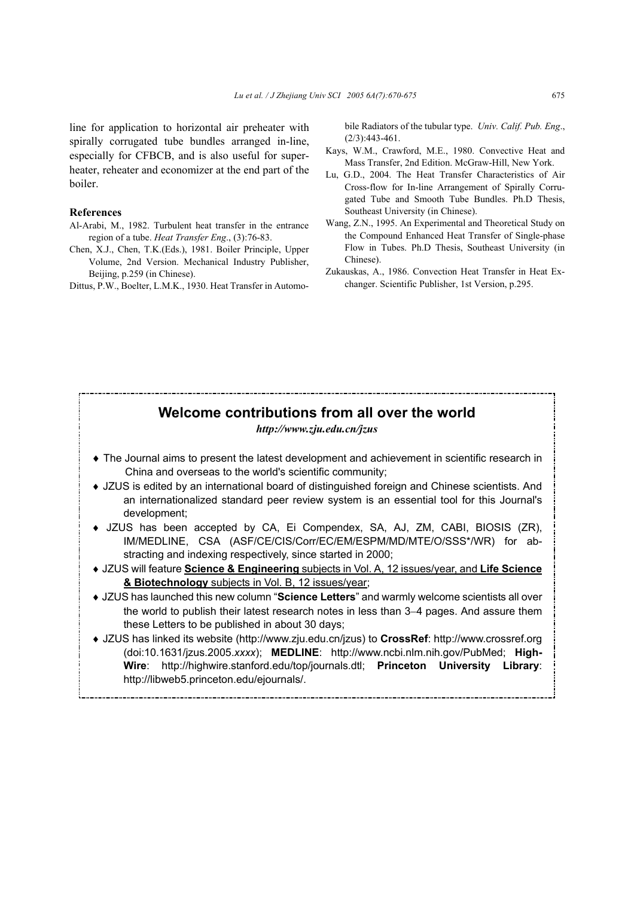line for application to horizontal air preheater with spirally corrugated tube bundles arranged in-line, especially for CFBCB, and is also useful for superheater, reheater and economizer at the end part of the boiler.

### References

Al-Arabi, M., 1982. Turbulent heat transfer in the entrance region of a tube. *Heat Transfer Eng*., (3):76-83.

Chen, X.J., Chen, T.K.(Eds.), 1981. Boiler Principle, Upper Volume, 2nd Version. Mechanical Industry Publisher, Beijing, p.259 (in Chinese).

Dittus, P.W., Boelter, L.M.K., 1930. Heat Transfer in Automobile Radiators of the tubular type. *Univ. Calif. Pub. Eng*., (2/3):443-461.

Kays, W.M., Crawford, M.E., 1980. Convective Heat and Mass Transfer, 2nd Edition. McGraw-Hill, New York.

Lu, G.D., 2004. The Heat Transfer Characteristics of Air Cross-flow for In-line Arrangement of Spirally Corrugated Tube and Smooth Tube Bundles. Ph.D Thesis, Southeast University (in Chinese).

Wang, Z.N., 1995. An Experimental and Theoretical Study on the Compound Enhanced Heat Transfer of Single-phase Flow in Tubes. Ph.D Thesis, Southeast University (in Chinese).

Zukauskas, A., 1986. Convection Heat Transfer in Heat Exchanger. Scientific Publisher, 1st Version, p.295.

---

## Welcome contributions from all over the world

***http://www.zju.edu.cn/jzus***

- The Journal aims to present the latest development and achievement in scientific research in China and overseas to the world's scientific community;
- JZUS is edited by an international board of distinguished foreign and Chinese scientists. And an internationalized standard peer review system is an essential tool for this Journal's development;
- JZUS has been accepted by CA, Ei Compendex, SA, AJ, ZM, CABI, BIOSIS (ZR), IM/MEDLINE, CSA (ASF/CE/CIS/Corr/EC/EM/ESPM/MD/MTE/O/SSS*/WR) for abstracting and indexing respectively, since started in 2000;
- JZUS will feature **Science & Engineering** subjects in Vol. A, 12 issues/year, and **Life Science & Biotechnology** subjects in Vol. B, 12 issues/year;
- JZUS has launched this new column "**Science Letters**" and warmly welcome scientists all over the world to publish their latest research notes in less than 3–4 pages. And assure them these Letters to be published in about 30 days;
- JZUS has linked its website (http://www.zju.edu.cn/jzus) to **CrossRef**: http://www.crossref.org (doi:10.1631/jzus.2005.*xxxx*); **MEDLINE**: http://www.ncbi.nlm.nih.gov/PubMed; **High-Wire**: http://highwire.stanford.edu/top/journals.dtl; **Princeton University Library**: http://libweb5.princeton.edu/ejournals/.